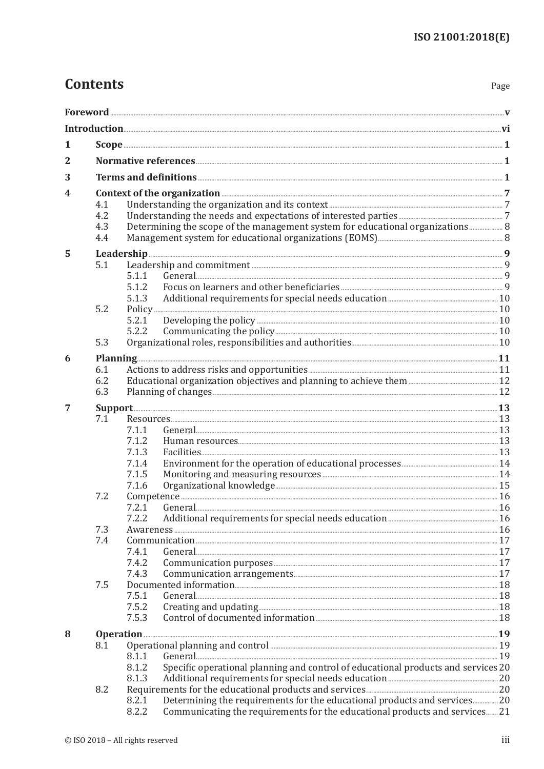# Contents

Page

**Foreword** .......... **v**

**Introduction** .......... **vi**

**1 Scope** .......... **1**

**2 Normative references** .......... **1**

**3 Terms and definitions** .......... **1**

**4 Context of the organization** .......... **7**

- 4.1 Understanding the organization and its context .......... 7
- 4.2 Understanding the needs and expectations of interested parties .......... 7
- 4.3 Determining the scope of the management system for educational organizations .......... 8
- 4.4 Management system for educational organizations (EOMS) .......... 8

**5 Leadership** .......... **9**

- 5.1 Leadership and commitment .......... 9
  - 5.1.1 General .......... 9
  - 5.1.2 Focus on learners and other beneficiaries .......... 9
  - 5.1.3 Additional requirements for special needs education .......... 10
- 5.2 Policy .......... 10
  - 5.2.1 Developing the policy .......... 10
  - 5.2.2 Communicating the policy .......... 10
- 5.3 Organizational roles, responsibilities and authorities .......... 10

**6 Planning** .......... **11**

- 6.1 Actions to address risks and opportunities .......... 11
- 6.2 Educational organization objectives and planning to achieve them .......... 12
- 6.3 Planning of changes .......... 12

**7 Support** .......... **13**

- 7.1 Resources .......... 13
  - 7.1.1 General .......... 13
  - 7.1.2 Human resources .......... 13
  - 7.1.3 Facilities .......... 13
  - 7.1.4 Environment for the operation of educational processes .......... 14
  - 7.1.5 Monitoring and measuring resources .......... 14
  - 7.1.6 Organizational knowledge .......... 15
- 7.2 Competence .......... 16
  - 7.2.1 General .......... 16
  - 7.2.2 Additional requirements for special needs education .......... 16
- 7.3 Awareness .......... 16
- 7.4 Communication .......... 17
  - 7.4.1 General .......... 17
  - 7.4.2 Communication purposes .......... 17
  - 7.4.3 Communication arrangements .......... 17
- 7.5 Documented information .......... 18
  - 7.5.1 General .......... 18
  - 7.5.2 Creating and updating .......... 18
  - 7.5.3 Control of documented information .......... 18

**8 Operation** .......... **19**

- 8.1 Operational planning and control .......... 19
  - 8.1.1 General .......... 19
  - 8.1.2 Specific operational planning and control of educational products and services .......... 20
  - 8.1.3 Additional requirements for special needs education .......... 20
- 8.2 Requirements for the educational products and services .......... 20
  - 8.2.1 Determining the requirements for the educational products and services .......... 20
  - 8.2.2 Communicating the requirements for the educational products and services .......... 21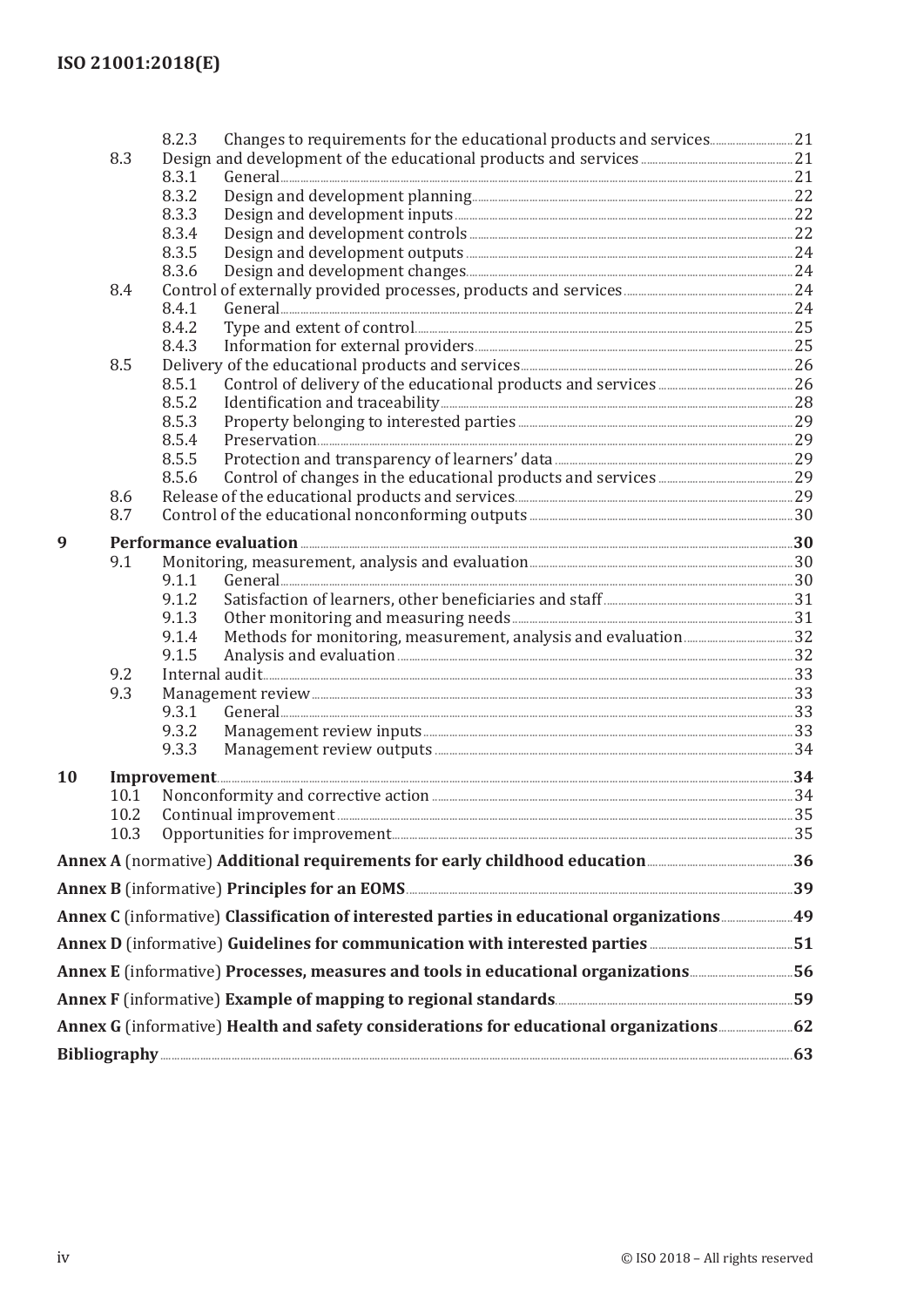8.2.3 Changes to requirements for the educational products and services .......... 21
8.3 Design and development of the educational products and services .......... 21
8.3.1 General .......... 21
8.3.2 Design and development planning .......... 22
8.3.3 Design and development inputs .......... 22
8.3.4 Design and development controls .......... 22
8.3.5 Design and development outputs .......... 24
8.3.6 Design and development changes .......... 24
8.4 Control of externally provided processes, products and services .......... 24
8.4.1 General .......... 24
8.4.2 Type and extent of control .......... 25
8.4.3 Information for external providers .......... 25
8.5 Delivery of the educational products and services .......... 26
8.5.1 Control of delivery of the educational products and services .......... 26
8.5.2 Identification and traceability .......... 28
8.5.3 Property belonging to interested parties .......... 29
8.5.4 Preservation .......... 29
8.5.5 Protection and transparency of learners' data .......... 29
8.5.6 Control of changes in the educational products and services .......... 29
8.6 Release of the educational products and services .......... 29
8.7 Control of the educational nonconforming outputs .......... 30

**9 Performance evaluation .......... 30**
9.1 Monitoring, measurement, analysis and evaluation .......... 30
9.1.1 General .......... 30
9.1.2 Satisfaction of learners, other beneficiaries and staff .......... 31
9.1.3 Other monitoring and measuring needs .......... 31
9.1.4 Methods for monitoring, measurement, analysis and evaluation .......... 32
9.1.5 Analysis and evaluation .......... 32
9.2 Internal audit .......... 33
9.3 Management review .......... 33
9.3.1 General .......... 33
9.3.2 Management review inputs .......... 33
9.3.3 Management review outputs .......... 34

**10 Improvement .......... 34**
10.1 Nonconformity and corrective action .......... 34
10.2 Continual improvement .......... 35
10.3 Opportunities for improvement .......... 35

**Annex A** (normative) **Additional requirements for early childhood education .......... 36**

**Annex B** (informative) **Principles for an EOMS .......... 39**

**Annex C** (informative) **Classification of interested parties in educational organizations .......... 49**

**Annex D** (informative) **Guidelines for communication with interested parties .......... 51**

**Annex E** (informative) **Processes, measures and tools in educational organizations .......... 56**

**Annex F** (informative) **Example of mapping to regional standards .......... 59**

**Annex G** (informative) **Health and safety considerations for educational organizations .......... 62**

**Bibliography .......... 63**